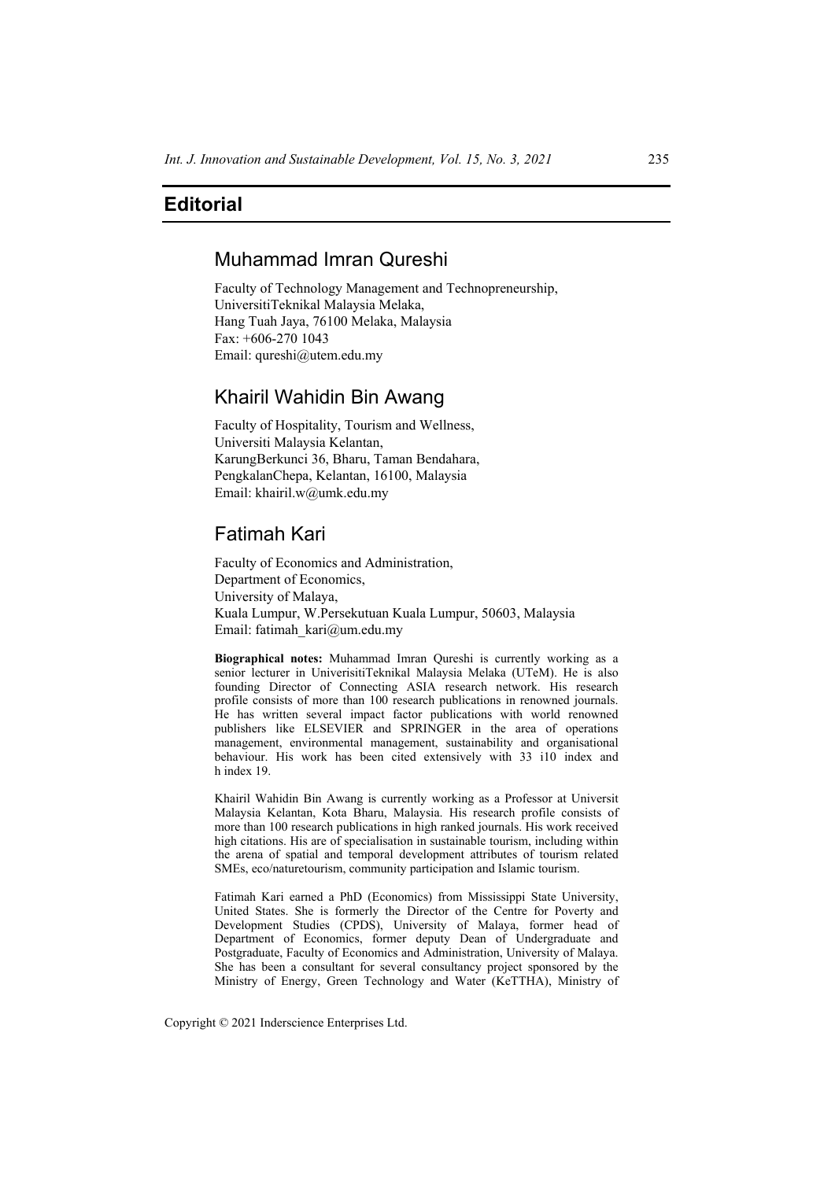# Editorial

## Muhammad Imran Qureshi

Faculty of Technology Management and Technopreneurship,
UniversitiTeknikal Malaysia Melaka,
Hang Tuah Jaya, 76100 Melaka, Malaysia
Fax: +606-270 1043
Email: qureshi@utem.edu.my

## Khairil Wahidin Bin Awang

Faculty of Hospitality, Tourism and Wellness,
Universiti Malaysia Kelantan,
KarungBerkunci 36, Bharu, Taman Bendahara,
PengkalanChepa, Kelantan, 16100, Malaysia
Email: khairil.w@umk.edu.my

## Fatimah Kari

Faculty of Economics and Administration,
Department of Economics,
University of Malaya,
Kuala Lumpur, W.Persekutuan Kuala Lumpur, 50603, Malaysia
Email: fatimah_kari@um.edu.my

**Biographical notes:** Muhammad Imran Qureshi is currently working as a senior lecturer in UniverisitiTeknikal Malaysia Melaka (UTeM). He is also founding Director of Connecting ASIA research network. His research profile consists of more than 100 research publications in renowned journals. He has written several impact factor publications with world renowned publishers like ELSEVIER and SPRINGER in the area of operations management, environmental management, sustainability and organisational behaviour. His work has been cited extensively with 33 i10 index and h index 19.

Khairil Wahidin Bin Awang is currently working as a Professor at Universit Malaysia Kelantan, Kota Bharu, Malaysia. His research profile consists of more than 100 research publications in high ranked journals. His work received high citations. His are of specialisation in sustainable tourism, including within the arena of spatial and temporal development attributes of tourism related SMEs, eco/naturetourism, community participation and Islamic tourism.

Fatimah Kari earned a PhD (Economics) from Mississippi State University, United States. She is formerly the Director of the Centre for Poverty and Development Studies (CPDS), University of Malaya, former head of Department of Economics, former deputy Dean of Undergraduate and Postgraduate, Faculty of Economics and Administration, University of Malaya. She has been a consultant for several consultancy project sponsored by the Ministry of Energy, Green Technology and Water (KeTTHA), Ministry of

Copyright © 2021 Inderscience Enterprises Ltd.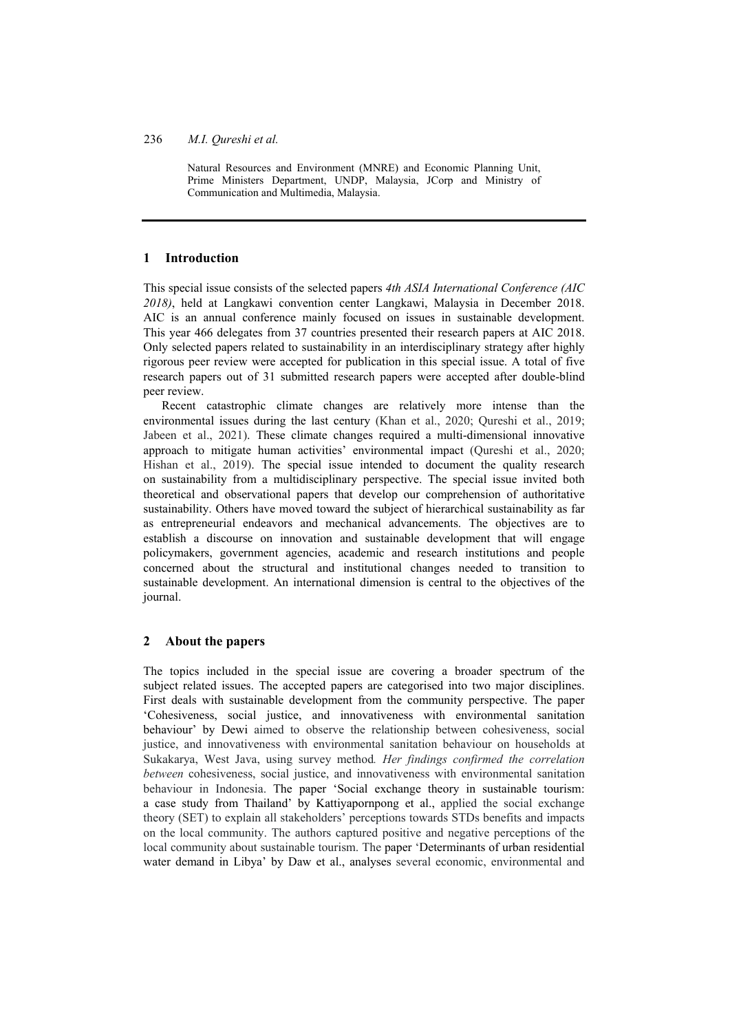Natural Resources and Environment (MNRE) and Economic Planning Unit, Prime Ministers Department, UNDP, Malaysia, JCorp and Ministry of Communication and Multimedia, Malaysia.

## 1 Introduction

This special issue consists of the selected papers *4th ASIA International Conference (AIC 2018)*, held at Langkawi convention center Langkawi, Malaysia in December 2018. AIC is an annual conference mainly focused on issues in sustainable development. This year 466 delegates from 37 countries presented their research papers at AIC 2018. Only selected papers related to sustainability in an interdisciplinary strategy after highly rigorous peer review were accepted for publication in this special issue. A total of five research papers out of 31 submitted research papers were accepted after double-blind peer review.

Recent catastrophic climate changes are relatively more intense than the environmental issues during the last century (Khan et al., 2020; Qureshi et al., 2019; Jabeen et al., 2021). These climate changes required a multi-dimensional innovative approach to mitigate human activities' environmental impact (Qureshi et al., 2020; Hishan et al., 2019). The special issue intended to document the quality research on sustainability from a multidisciplinary perspective. The special issue invited both theoretical and observational papers that develop our comprehension of authoritative sustainability. Others have moved toward the subject of hierarchical sustainability as far as entrepreneurial endeavors and mechanical advancements. The objectives are to establish a discourse on innovation and sustainable development that will engage policymakers, government agencies, academic and research institutions and people concerned about the structural and institutional changes needed to transition to sustainable development. An international dimension is central to the objectives of the journal.

## 2 About the papers

The topics included in the special issue are covering a broader spectrum of the subject related issues. The accepted papers are categorised into two major disciplines. First deals with sustainable development from the community perspective. The paper 'Cohesiveness, social justice, and innovativeness with environmental sanitation behaviour' by Dewi aimed to observe the relationship between cohesiveness, social justice, and innovativeness with environmental sanitation behaviour on households at Sukakarya, West Java, using survey method*. Her findings confirmed the correlation between* cohesiveness, social justice, and innovativeness with environmental sanitation behaviour in Indonesia. The paper 'Social exchange theory in sustainable tourism: a case study from Thailand' by Kattiyapornpong et al., applied the social exchange theory (SET) to explain all stakeholders' perceptions towards STDs benefits and impacts on the local community. The authors captured positive and negative perceptions of the local community about sustainable tourism. The paper 'Determinants of urban residential water demand in Libya' by Daw et al., analyses several economic, environmental and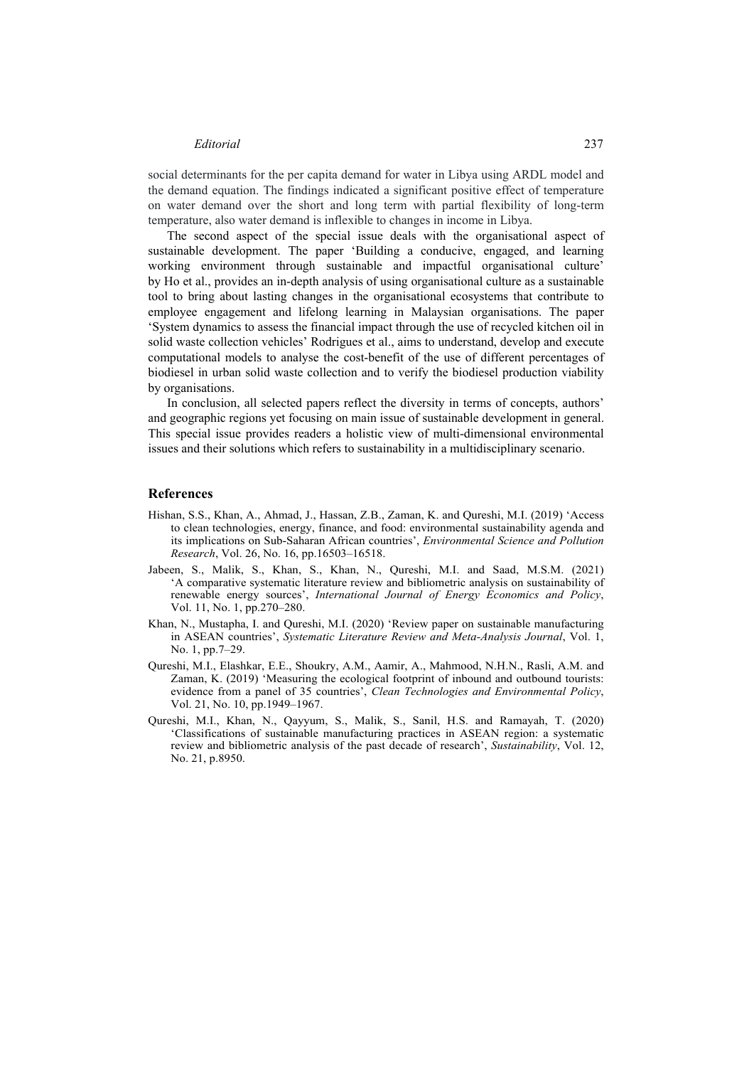social determinants for the per capita demand for water in Libya using ARDL model and the demand equation. The findings indicated a significant positive effect of temperature on water demand over the short and long term with partial flexibility of long-term temperature, also water demand is inflexible to changes in income in Libya.

The second aspect of the special issue deals with the organisational aspect of sustainable development. The paper 'Building a conducive, engaged, and learning working environment through sustainable and impactful organisational culture' by Ho et al., provides an in-depth analysis of using organisational culture as a sustainable tool to bring about lasting changes in the organisational ecosystems that contribute to employee engagement and lifelong learning in Malaysian organisations. The paper 'System dynamics to assess the financial impact through the use of recycled kitchen oil in solid waste collection vehicles' Rodrigues et al., aims to understand, develop and execute computational models to analyse the cost-benefit of the use of different percentages of biodiesel in urban solid waste collection and to verify the biodiesel production viability by organisations.

In conclusion, all selected papers reflect the diversity in terms of concepts, authors' and geographic regions yet focusing on main issue of sustainable development in general. This special issue provides readers a holistic view of multi-dimensional environmental issues and their solutions which refers to sustainability in a multidisciplinary scenario.

## References

Hishan, S.S., Khan, A., Ahmad, J., Hassan, Z.B., Zaman, K. and Qureshi, M.I. (2019) 'Access to clean technologies, energy, finance, and food: environmental sustainability agenda and its implications on Sub-Saharan African countries', *Environmental Science and Pollution Research*, Vol. 26, No. 16, pp.16503–16518.

Jabeen, S., Malik, S., Khan, S., Khan, N., Qureshi, M.I. and Saad, M.S.M. (2021) 'A comparative systematic literature review and bibliometric analysis on sustainability of renewable energy sources', *International Journal of Energy Economics and Policy*, Vol. 11, No. 1, pp.270–280.

Khan, N., Mustapha, I. and Qureshi, M.I. (2020) 'Review paper on sustainable manufacturing in ASEAN countries', *Systematic Literature Review and Meta-Analysis Journal*, Vol. 1, No. 1, pp.7–29.

Qureshi, M.I., Elashkar, E.E., Shoukry, A.M., Aamir, A., Mahmood, N.H.N., Rasli, A.M. and Zaman, K. (2019) 'Measuring the ecological footprint of inbound and outbound tourists: evidence from a panel of 35 countries', *Clean Technologies and Environmental Policy*, Vol. 21, No. 10, pp.1949–1967.

Qureshi, M.I., Khan, N., Qayyum, S., Malik, S., Sanil, H.S. and Ramayah, T. (2020) 'Classifications of sustainable manufacturing practices in ASEAN region: a systematic review and bibliometric analysis of the past decade of research', *Sustainability*, Vol. 12, No. 21, p.8950.